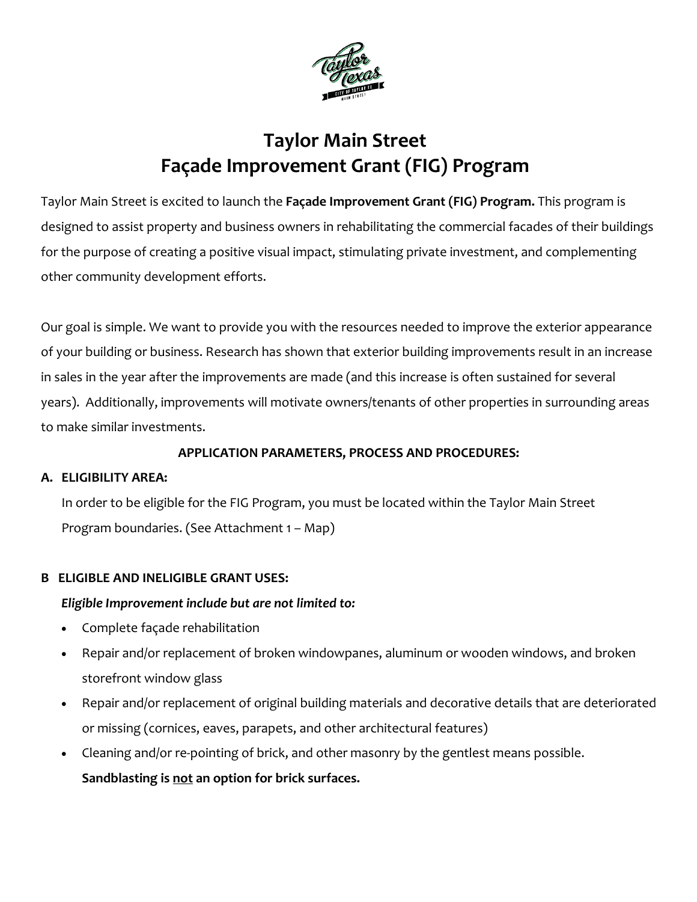# Taylor Main Street
# Façade Improvement Grant (FIG) Program

Taylor Main Street is excited to launch the **Façade Improvement Grant (FIG) Program.** This program is designed to assist property and business owners in rehabilitating the commercial facades of their buildings for the purpose of creating a positive visual impact, stimulating private investment, and complementing other community development efforts.

Our goal is simple. We want to provide you with the resources needed to improve the exterior appearance of your building or business. Research has shown that exterior building improvements result in an increase in sales in the year after the improvements are made (and this increase is often sustained for several years). Additionally, improvements will motivate owners/tenants of other properties in surrounding areas to make similar investments.

**APPLICATION PARAMETERS, PROCESS AND PROCEDURES:**

**A. ELIGIBILITY AREA:**

In order to be eligible for the FIG Program, you must be located within the Taylor Main Street Program boundaries. (See Attachment 1 – Map)

**B ELIGIBLE AND INELIGIBLE GRANT USES:**

***Eligible Improvement include but are not limited to:***

- Complete façade rehabilitation
- Repair and/or replacement of broken windowpanes, aluminum or wooden windows, and broken storefront window glass
- Repair and/or replacement of original building materials and decorative details that are deteriorated or missing (cornices, eaves, parapets, and other architectural features)
- Cleaning and/or re-pointing of brick, and other masonry by the gentlest means possible. **Sandblasting is <u>not</u> an option for brick surfaces.**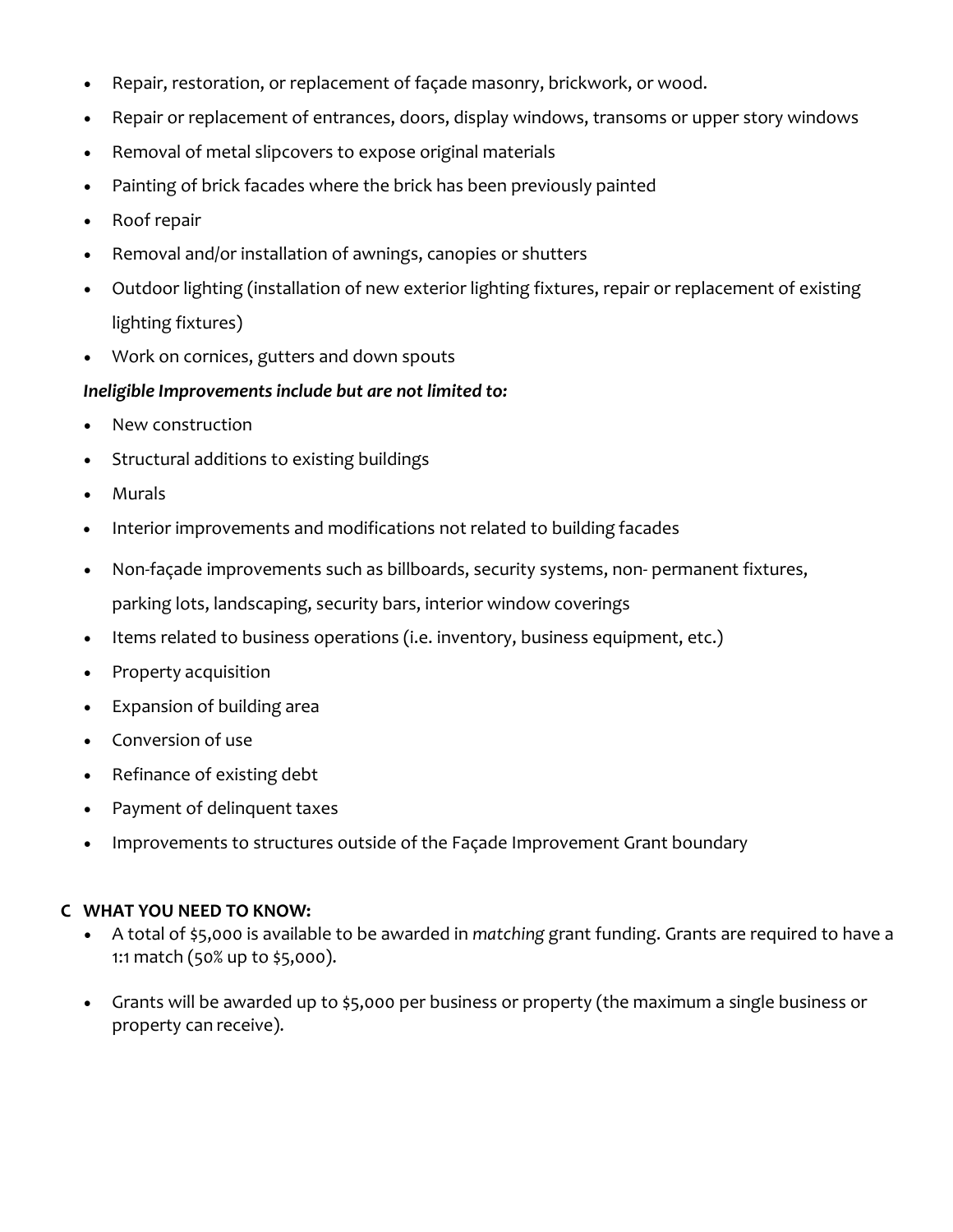- Repair, restoration, or replacement of façade masonry, brickwork, or wood.
- Repair or replacement of entrances, doors, display windows, transoms or upper story windows
- Removal of metal slipcovers to expose original materials
- Painting of brick facades where the brick has been previously painted
- Roof repair
- Removal and/or installation of awnings, canopies or shutters
- Outdoor lighting (installation of new exterior lighting fixtures, repair or replacement of existing lighting fixtures)
- Work on cornices, gutters and down spouts

***Ineligible Improvements include but are not limited to:***

- New construction
- Structural additions to existing buildings
- Murals
- Interior improvements and modifications not related to building facades
- Non-façade improvements such as billboards, security systems, non- permanent fixtures, parking lots, landscaping, security bars, interior window coverings
- Items related to business operations (i.e. inventory, business equipment, etc.)
- Property acquisition
- Expansion of building area
- Conversion of use
- Refinance of existing debt
- Payment of delinquent taxes
- Improvements to structures outside of the Façade Improvement Grant boundary

**C WHAT YOU NEED TO KNOW:**

- A total of $5,000 is available to be awarded in *matching* grant funding. Grants are required to have a 1:1 match (50% up to $5,000).
- Grants will be awarded up to $5,000 per business or property (the maximum a single business or property can receive).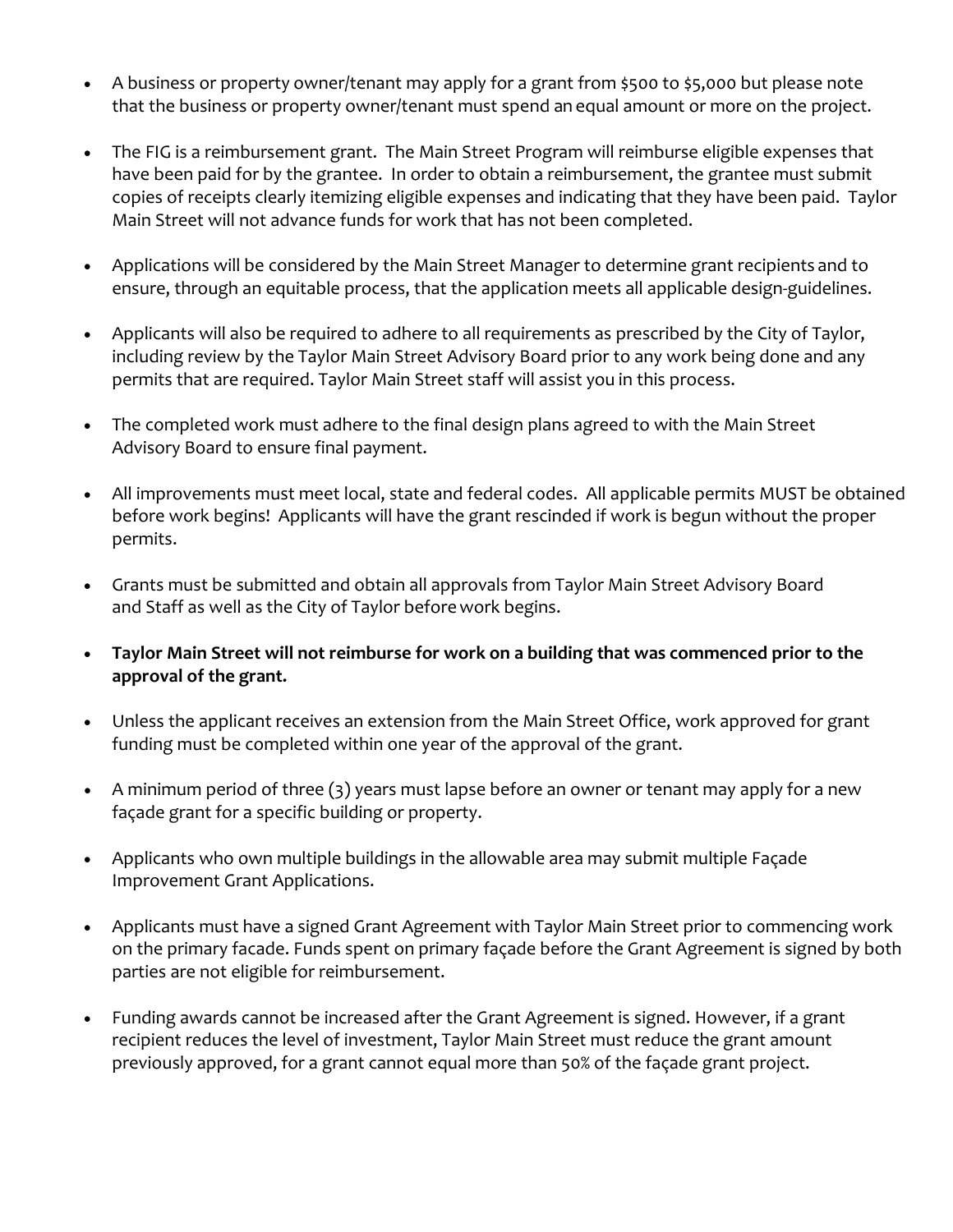- A business or property owner/tenant may apply for a grant from $500 to $5,000 but please note that the business or property owner/tenant must spend an equal amount or more on the project.

- The FIG is a reimbursement grant. The Main Street Program will reimburse eligible expenses that have been paid for by the grantee. In order to obtain a reimbursement, the grantee must submit copies of receipts clearly itemizing eligible expenses and indicating that they have been paid. Taylor Main Street will not advance funds for work that has not been completed.

- Applications will be considered by the Main Street Manager to determine grant recipients and to ensure, through an equitable process, that the application meets all applicable design-guidelines.

- Applicants will also be required to adhere to all requirements as prescribed by the City of Taylor, including review by the Taylor Main Street Advisory Board prior to any work being done and any permits that are required. Taylor Main Street staff will assist you in this process.

- The completed work must adhere to the final design plans agreed to with the Main Street Advisory Board to ensure final payment.

- All improvements must meet local, state and federal codes. All applicable permits MUST be obtained before work begins! Applicants will have the grant rescinded if work is begun without the proper permits.

- Grants must be submitted and obtain all approvals from Taylor Main Street Advisory Board and Staff as well as the City of Taylor before work begins.

- **Taylor Main Street will not reimburse for work on a building that was commenced prior to the approval of the grant.**

- Unless the applicant receives an extension from the Main Street Office, work approved for grant funding must be completed within one year of the approval of the grant.

- A minimum period of three (3) years must lapse before an owner or tenant may apply for a new façade grant for a specific building or property.

- Applicants who own multiple buildings in the allowable area may submit multiple Façade Improvement Grant Applications.

- Applicants must have a signed Grant Agreement with Taylor Main Street prior to commencing work on the primary facade. Funds spent on primary façade before the Grant Agreement is signed by both parties are not eligible for reimbursement.

- Funding awards cannot be increased after the Grant Agreement is signed. However, if a grant recipient reduces the level of investment, Taylor Main Street must reduce the grant amount previously approved, for a grant cannot equal more than 50% of the façade grant project.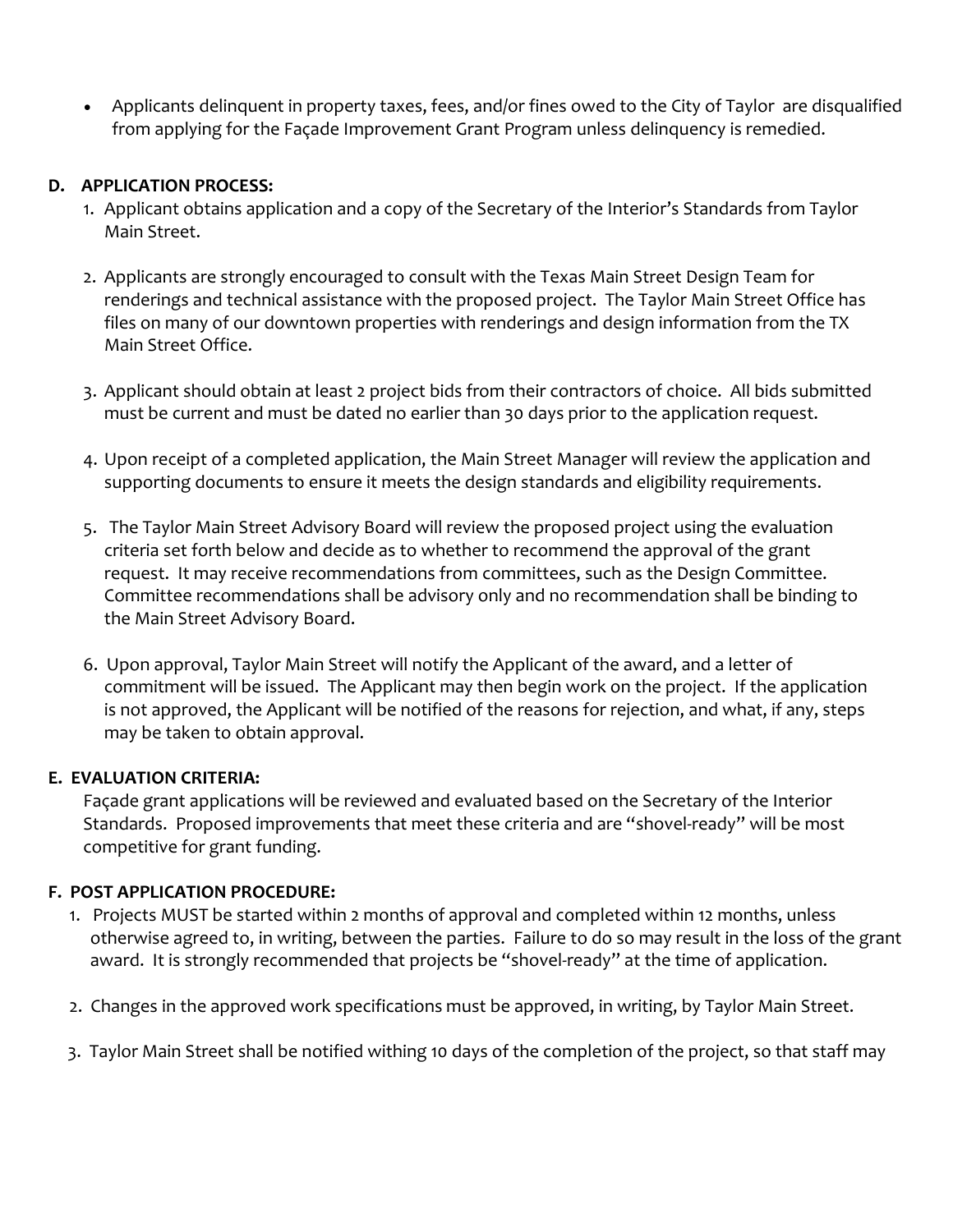- Applicants delinquent in property taxes, fees, and/or fines owed to the City of Taylor are disqualified from applying for the Façade Improvement Grant Program unless delinquency is remedied.

**D. APPLICATION PROCESS:**

1. Applicant obtains application and a copy of the Secretary of the Interior's Standards from Taylor Main Street.

2. Applicants are strongly encouraged to consult with the Texas Main Street Design Team for renderings and technical assistance with the proposed project. The Taylor Main Street Office has files on many of our downtown properties with renderings and design information from the TX Main Street Office.

3. Applicant should obtain at least 2 project bids from their contractors of choice. All bids submitted must be current and must be dated no earlier than 30 days prior to the application request.

4. Upon receipt of a completed application, the Main Street Manager will review the application and supporting documents to ensure it meets the design standards and eligibility requirements.

5. The Taylor Main Street Advisory Board will review the proposed project using the evaluation criteria set forth below and decide as to whether to recommend the approval of the grant request. It may receive recommendations from committees, such as the Design Committee. Committee recommendations shall be advisory only and no recommendation shall be binding to the Main Street Advisory Board.

6. Upon approval, Taylor Main Street will notify the Applicant of the award, and a letter of commitment will be issued. The Applicant may then begin work on the project. If the application is not approved, the Applicant will be notified of the reasons for rejection, and what, if any, steps may be taken to obtain approval.

**E. EVALUATION CRITERIA:**

Façade grant applications will be reviewed and evaluated based on the Secretary of the Interior Standards. Proposed improvements that meet these criteria and are "shovel-ready" will be most competitive for grant funding.

**F. POST APPLICATION PROCEDURE:**

1. Projects MUST be started within 2 months of approval and completed within 12 months, unless otherwise agreed to, in writing, between the parties. Failure to do so may result in the loss of the grant award. It is strongly recommended that projects be "shovel-ready" at the time of application.

2. Changes in the approved work specifications must be approved, in writing, by Taylor Main Street.

3. Taylor Main Street shall be notified withing 10 days of the completion of the project, so that staff may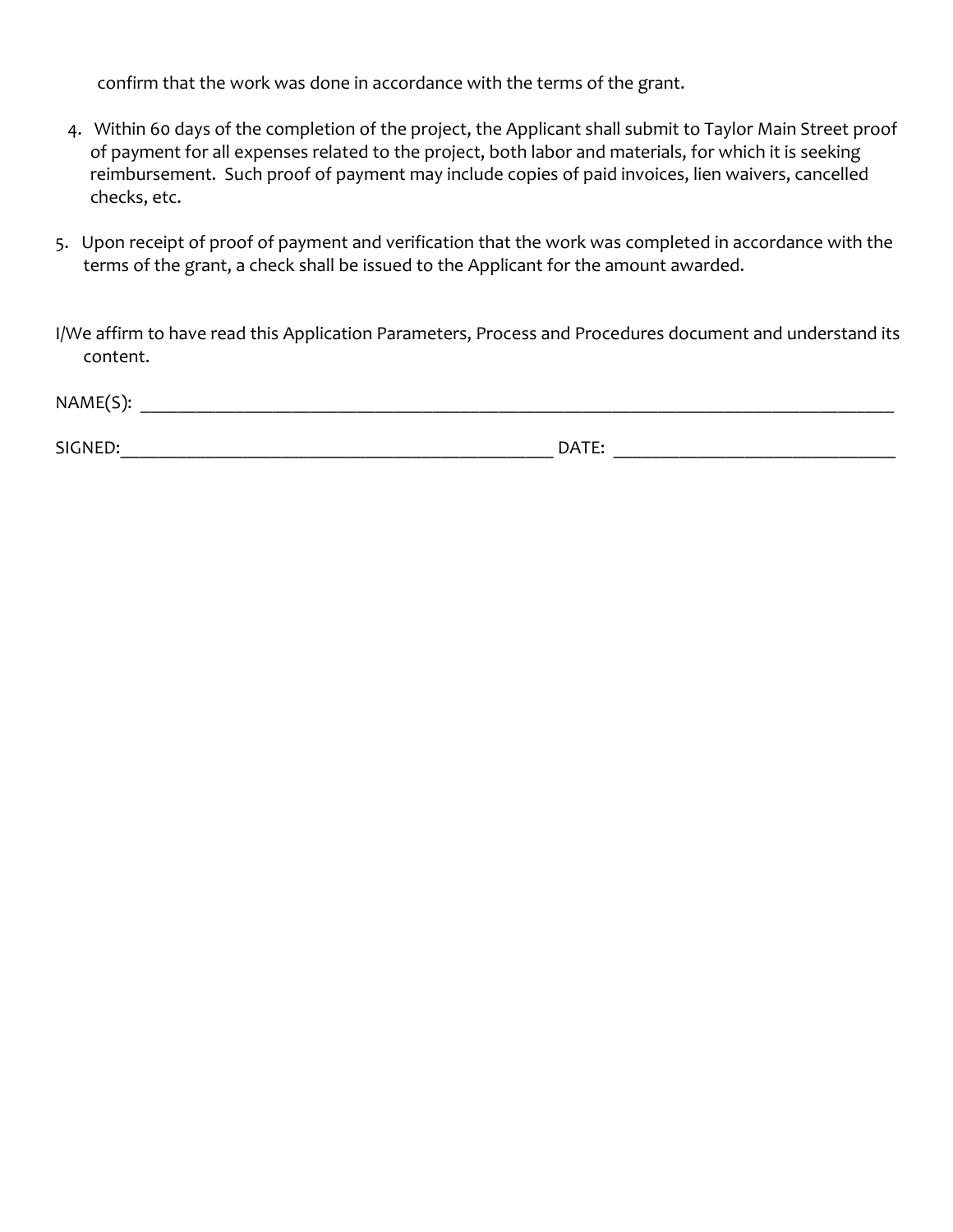confirm that the work was done in accordance with the terms of the grant.

4. Within 60 days of the completion of the project, the Applicant shall submit to Taylor Main Street proof of payment for all expenses related to the project, both labor and materials, for which it is seeking reimbursement. Such proof of payment may include copies of paid invoices, lien waivers, cancelled checks, etc.

5. Upon receipt of proof of payment and verification that the work was completed in accordance with the terms of the grant, a check shall be issued to the Applicant for the amount awarded.

I/We affirm to have read this Application Parameters, Process and Procedures document and understand its content.

NAME(S): ______________________________________________________________________________

SIGNED:_____________________________________________ DATE: ___________________________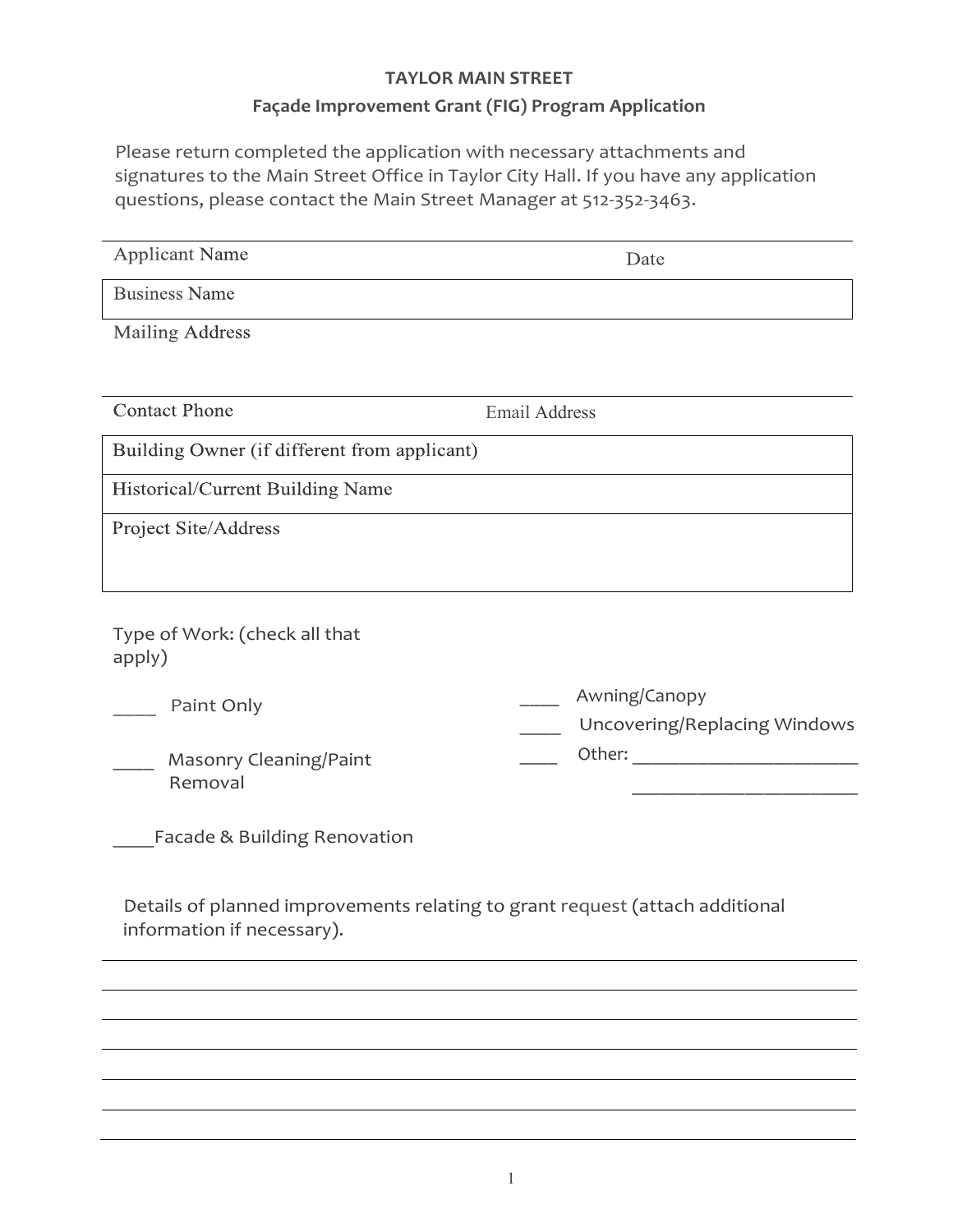**TAYLOR MAIN STREET**

**Façade Improvement Grant (FIG) Program Application**

Please return completed the application with necessary attachments and signatures to the Main Street Office in Taylor City Hall. If you have any application questions, please contact the Main Street Manager at 512-352-3463.

Applicant Name Date

Business Name

Mailing Address

Contact Phone Email Address

Building Owner (if different from applicant)

Historical/Current Building Name

Project Site/Address

Type of Work: (check all that apply)

____ Paint Only

____ Masonry Cleaning/Paint Removal

____ Facade & Building Renovation

____ Awning/Canopy

____ Uncovering/Replacing Windows

____ Other: ________________________

________________________

Details of planned improvements relating to grant request (attach additional information if necessary).

_______________________________________________________________

_______________________________________________________________

_______________________________________________________________

_______________________________________________________________

_______________________________________________________________

_______________________________________________________________

_______________________________________________________________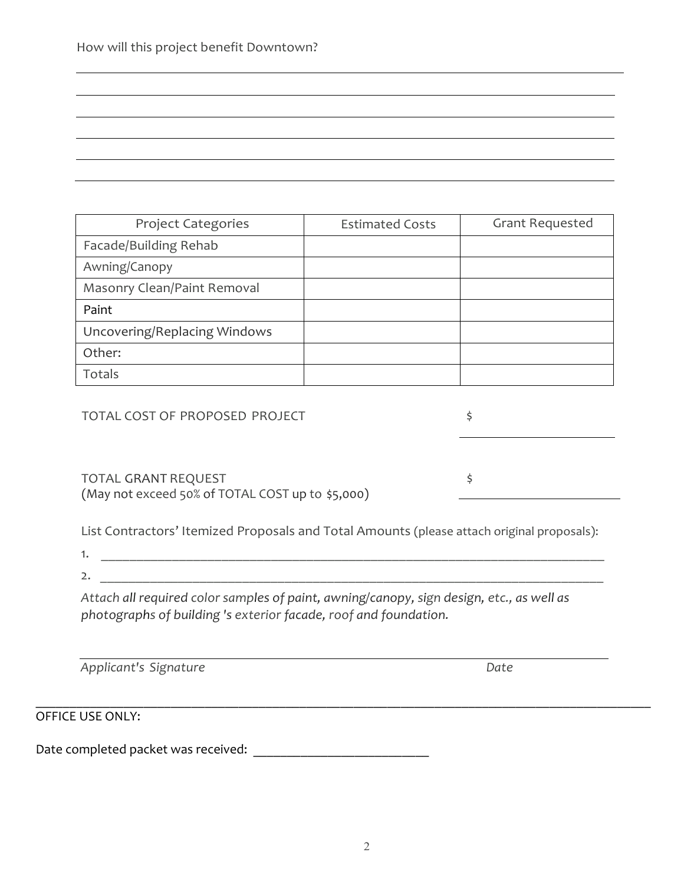How will this project benefit Downtown?

______________________________________________________________________________

______________________________________________________________________________

______________________________________________________________________________

______________________________________________________________________________

______________________________________________________________________________

______________________________________________________________________________

| Project Categories | Estimated Costs | Grant Requested |
| --- | --- | --- |
| Facade/Building Rehab | | |
| Awning/Canopy | | |
| Masonry Clean/Paint Removal | | |
| Paint | | |
| Uncovering/Replacing Windows | | |
| Other: | | |
| Totals | | |

TOTAL COST OF PROPOSED PROJECT $ ______________________

TOTAL GRANT REQUEST $ ______________________
(May not exceed 50% of TOTAL COST up to $5,000)

List Contractors' Itemized Proposals and Total Amounts (please attach original proposals):

1. ______________________________________________________________________________
2. ______________________________________________________________________________

*Attach all required color samples of paint, awning/canopy, sign design, etc., as well as photographs of building 's exterior facade, roof and foundation.*

______________________________________________________________________________

*Applicant's Signature* *Date*

______________________________________________________________________________

OFFICE USE ONLY:

Date completed packet was received: ___________________________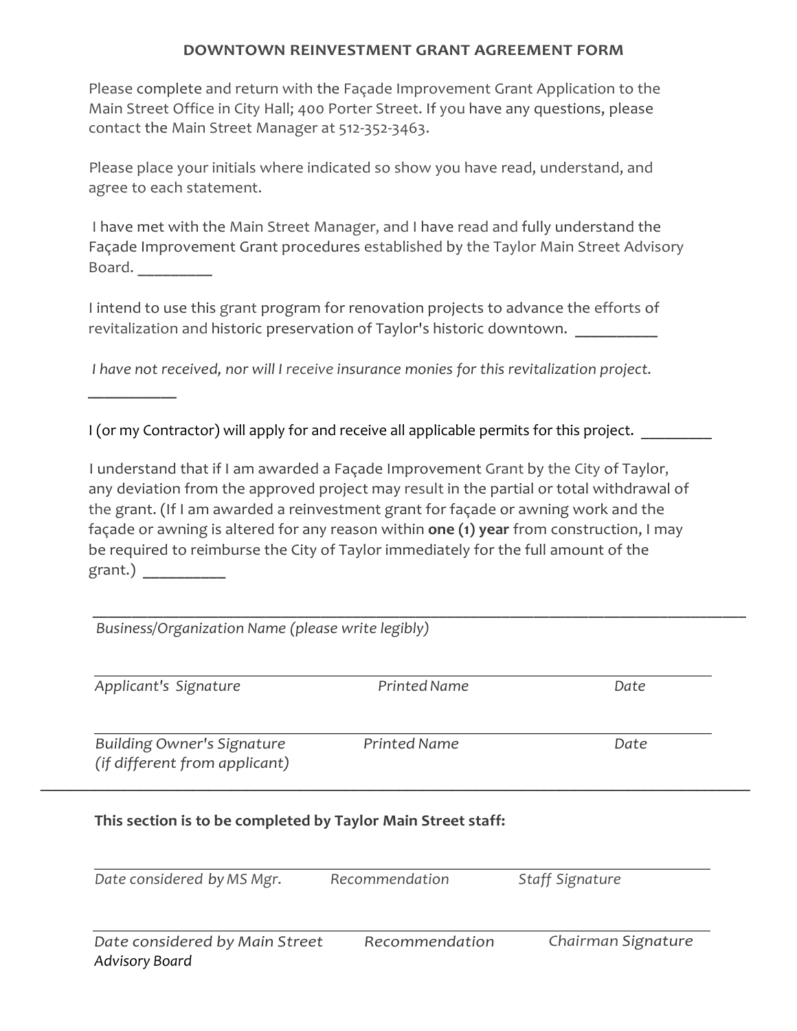# DOWNTOWN REINVESTMENT GRANT AGREEMENT FORM

Please complete and return with the Façade Improvement Grant Application to the Main Street Office in City Hall; 400 Porter Street. If you have any questions, please contact the Main Street Manager at 512-352-3463.

Please place your initials where indicated so show you have read, understand, and agree to each statement.

I have met with the Main Street Manager, and I have read and fully understand the Façade Improvement Grant procedures established by the Taylor Main Street Advisory Board. _________

I intend to use this grant program for renovation projects to advance the efforts of revitalization and historic preservation of Taylor's historic downtown. __________

*I have not received, nor will I receive insurance monies for this revitalization project.*
__________

I (or my Contractor) will apply for and receive all applicable permits for this project. _________

I understand that if I am awarded a Façade Improvement Grant by the City of Taylor, any deviation from the approved project may result in the partial or total withdrawal of the grant. (If I am awarded a reinvestment grant for façade or awning work and the façade or awning is altered for any reason within **one (1) year** from construction, I may be required to reimburse the City of Taylor immediately for the full amount of the grant.) __________

______________________________________________________________
*Business/Organization Name (please write legibly)*

______________________________________________________________
*Applicant's Signature* | *Printed Name* | *Date*

______________________________________________________________
*Building Owner's Signature (if different from applicant)* | *Printed Name* | *Date*

---

**This section is to be completed by Taylor Main Street staff:**

______________________________________________________________
*Date considered by MS Mgr.* | *Recommendation* | *Staff Signature*

______________________________________________________________
*Date considered by Main Street Advisory Board* | *Recommendation* | *Chairman Signature*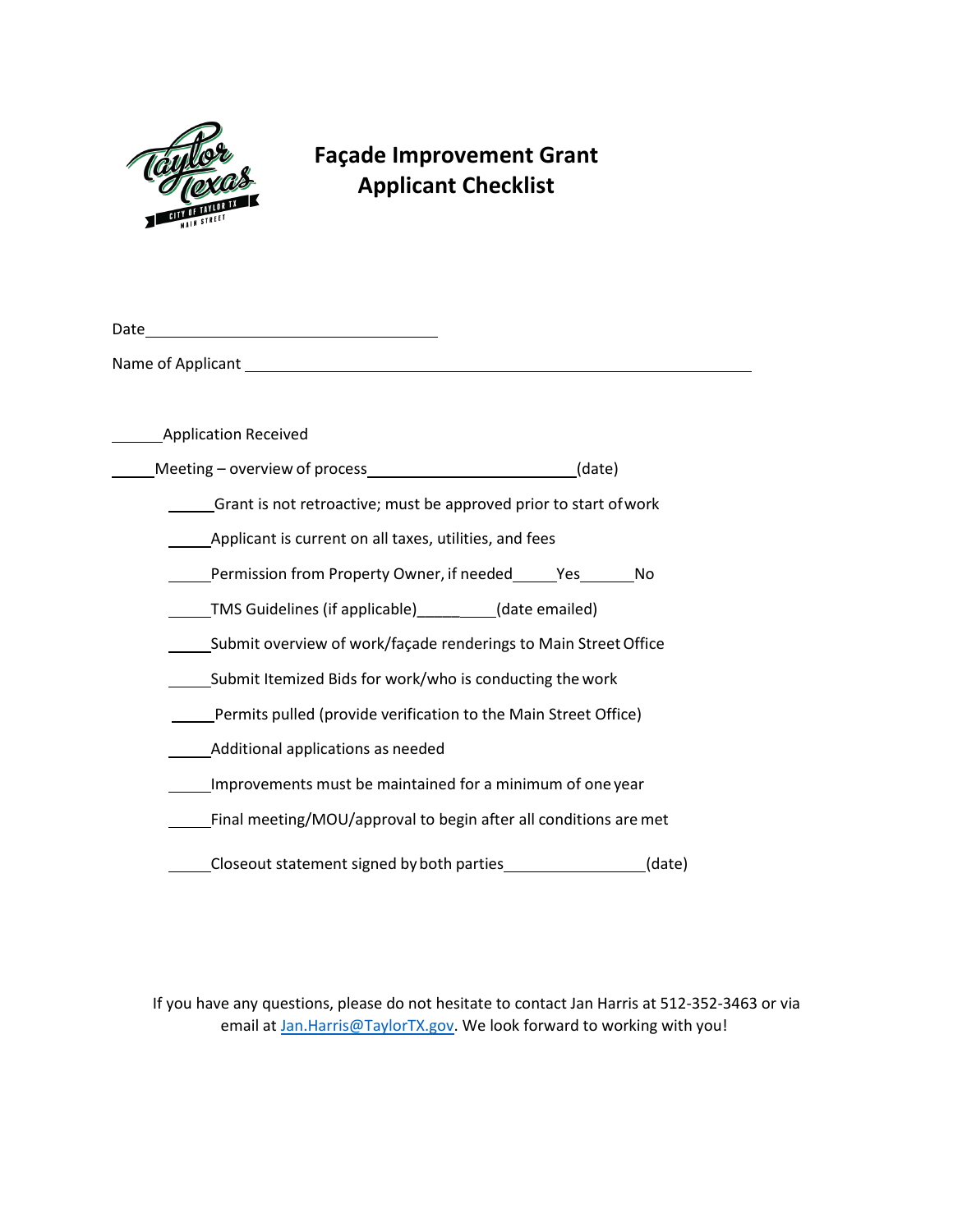# Façade Improvement Grant Applicant Checklist

Date ______________________________

Name of Applicant ______________________________________________________

\_\_\_\_\_\_Application Received

\_\_\_\_\_Meeting – overview of process\_\_\_\_\_\_\_\_\_\_\_\_\_\_\_\_\_\_\_\_\_\_\_\_(date)

- \_\_\_\_\_\_Grant is not retroactive; must be approved prior to start of work
- \_\_\_\_\_Applicant is current on all taxes, utilities, and fees
- \_\_\_\_\_Permission from Property Owner, if needed\_\_\_\_\_Yes\_\_\_\_\_\_No
- \_\_\_\_\_TMS Guidelines (if applicable)\_\_\_\_\_\_\_\_\_(date emailed)
- \_\_\_\_\_Submit overview of work/façade renderings to Main Street Office
- \_\_\_\_\_Submit Itemized Bids for work/who is conducting the work
- \_\_\_\_\_Permits pulled (provide verification to the Main Street Office)
- \_\_\_\_\_Additional applications as needed
- \_\_\_\_\_Improvements must be maintained for a minimum of one year
- \_\_\_\_\_Final meeting/MOU/approval to begin after all conditions are met
- \_\_\_\_\_Closeout statement signed by both parties\_\_\_\_\_\_\_\_\_\_\_\_\_\_\_\_\_(date)

If you have any questions, please do not hesitate to contact Jan Harris at 512-352-3463 or via email at Jan.Harris@TaylorTX.gov. We look forward to working with you!